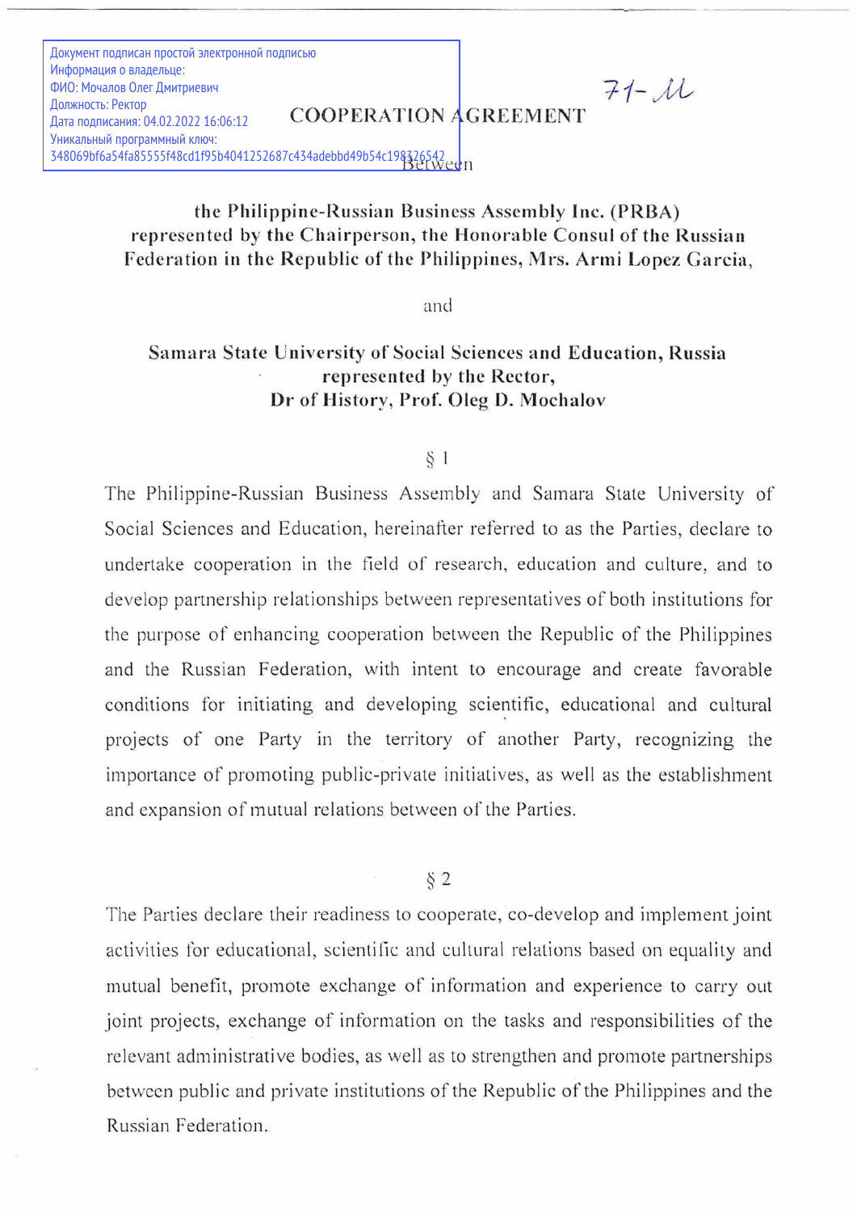Документ подписан простой электронной подписью
Информация о владельце:
ФИО: Мочалов Олег Дмитриевич
Должность: Ректор
Дата подписания: 04.02.2022 16:06:12
Уникальный программный ключ:
348069bf6a54fa85555f48cd1f95b4041252687c434adebbd49b54c198326542

71-М

# COOPERATION AGREEMENT

Between

**the Philippine-Russian Business Assembly Inc. (PRBA) represented by the Chairperson, the Honorable Consul of the Russian Federation in the Republic of the Philippines, Mrs. Armi Lopez Garcia,**

and

**Samara State University of Social Sciences and Education, Russia represented by the Rector, Dr of History, Prof. Oleg D. Mochalov**

§ 1

The Philippine-Russian Business Assembly and Samara State University of Social Sciences and Education, hereinafter referred to as the Parties, declare to undertake cooperation in the field of research, education and culture, and to develop partnership relationships between representatives of both institutions for the purpose of enhancing cooperation between the Republic of the Philippines and the Russian Federation, with intent to encourage and create favorable conditions for initiating and developing scientific, educational and cultural projects of one Party in the territory of another Party, recognizing the importance of promoting public-private initiatives, as well as the establishment and expansion of mutual relations between of the Parties.

§ 2

The Parties declare their readiness to cooperate, co-develop and implement joint activities for educational, scientific and cultural relations based on equality and mutual benefit, promote exchange of information and experience to carry out joint projects, exchange of information on the tasks and responsibilities of the relevant administrative bodies, as well as to strengthen and promote partnerships between public and private institutions of the Republic of the Philippines and the Russian Federation.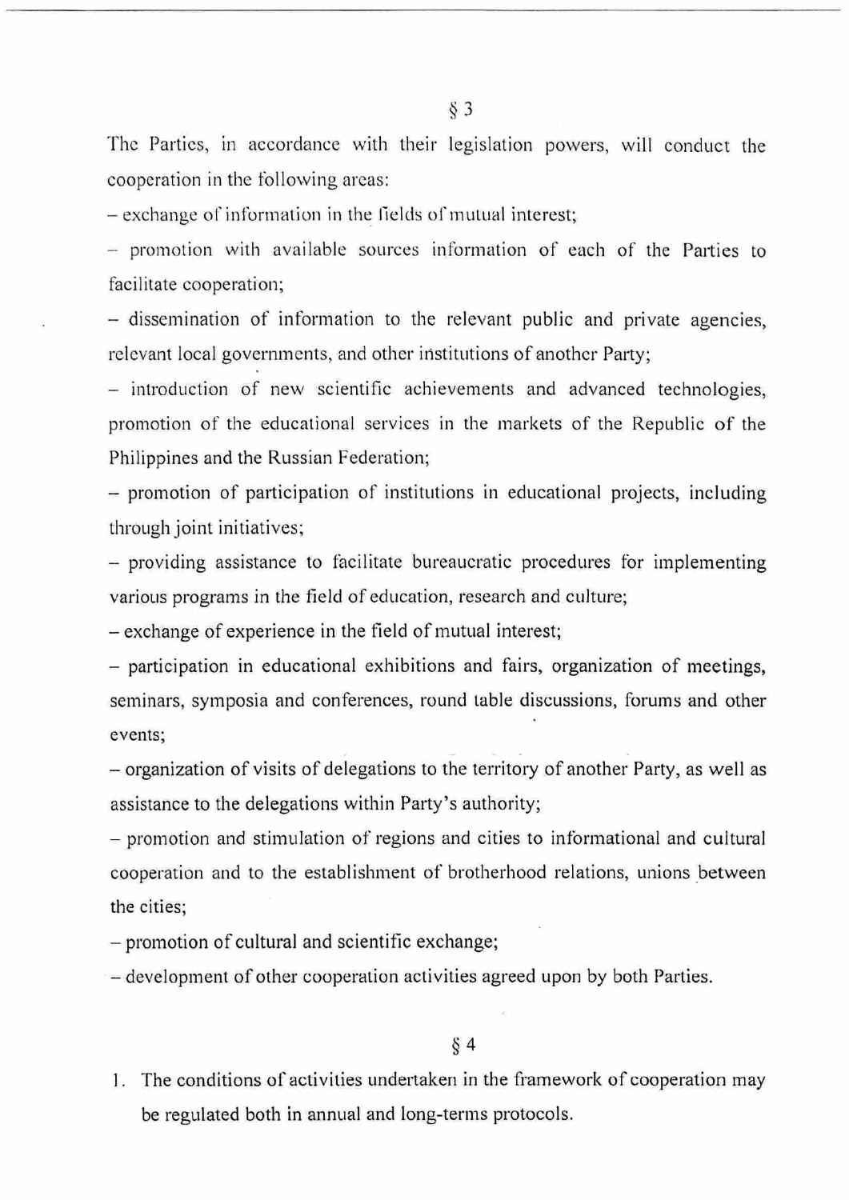§ 3

The Parties, in accordance with their legislation powers, will conduct the cooperation in the following areas:

– exchange of information in the fields of mutual interest;

– promotion with available sources information of each of the Parties to facilitate cooperation;

– dissemination of information to the relevant public and private agencies, relevant local governments, and other institutions of another Party;

– introduction of new scientific achievements and advanced technologies, promotion of the educational services in the markets of the Republic of the Philippines and the Russian Federation;

– promotion of participation of institutions in educational projects, including through joint initiatives;

– providing assistance to facilitate bureaucratic procedures for implementing various programs in the field of education, research and culture;

– exchange of experience in the field of mutual interest;

– participation in educational exhibitions and fairs, organization of meetings, seminars, symposia and conferences, round table discussions, forums and other events;

– organization of visits of delegations to the territory of another Party, as well as assistance to the delegations within Party's authority;

– promotion and stimulation of regions and cities to informational and cultural cooperation and to the establishment of brotherhood relations, unions between the cities;

– promotion of cultural and scientific exchange;

– development of other cooperation activities agreed upon by both Parties.

§ 4

1. The conditions of activities undertaken in the framework of cooperation may be regulated both in annual and long-terms protocols.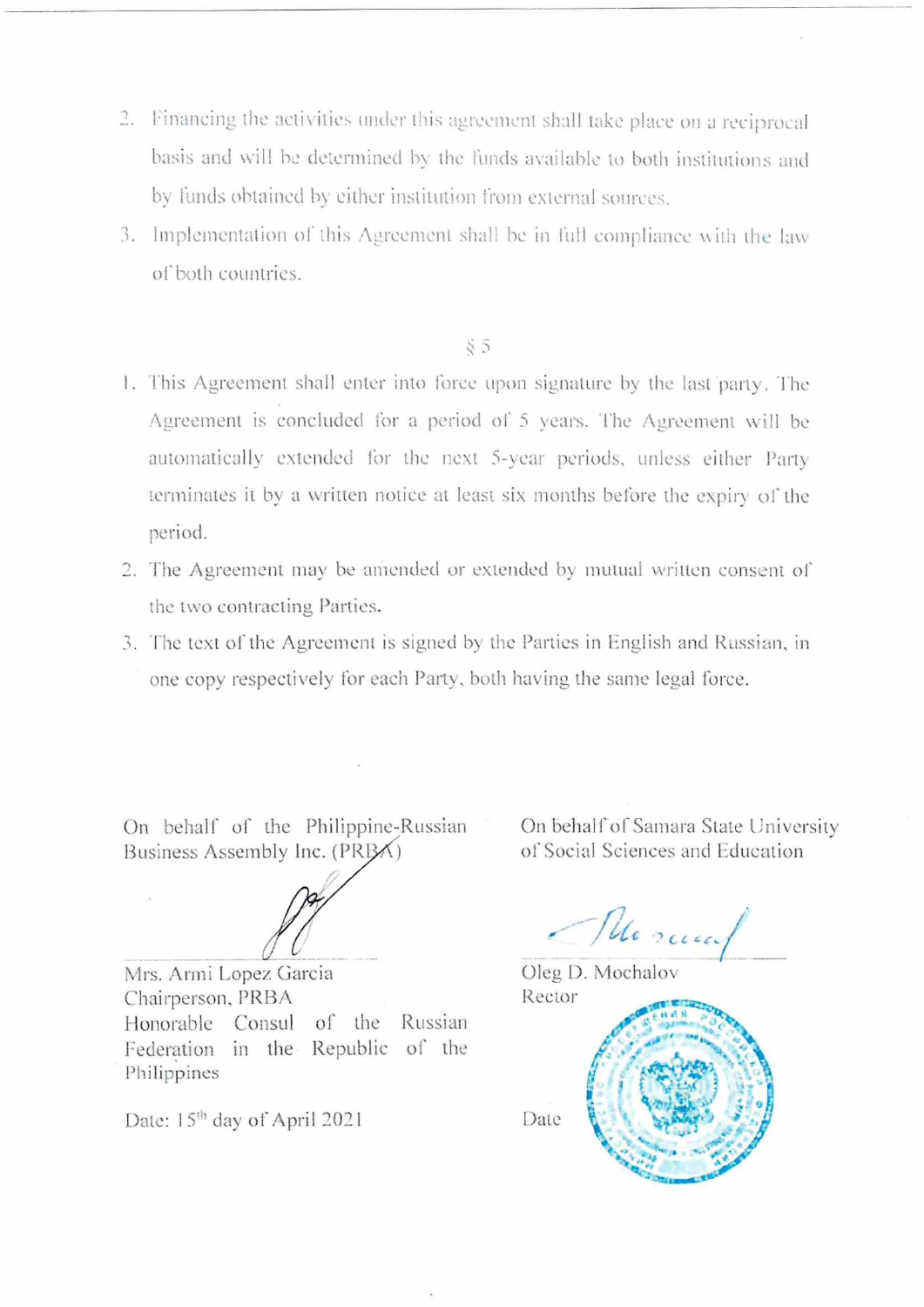2. Financing the activities under this agreement shall take place on a reciprocal basis and will be determined by the funds available to both institutions and by funds obtained by either institution from external sources.
3. Implementation of this Agreement shall be in full compliance with the law of both countries.

§ 5

1. This Agreement shall enter into force upon signature by the last party. The Agreement is concluded for a period of 5 years. The Agreement will be automatically extended for the next 5-year periods, unless either Party terminates it by a written notice at least six months before the expiry of the period.
2. The Agreement may be amended or extended by mutual written consent of the two contracting Parties.
3. The text of the Agreement is signed by the Parties in English and Russian, in one copy respectively for each Party, both having the same legal force.

On behalf of the Philippine-Russian Business Assembly Inc. (PRBA)

Mrs. Armi Lopez Garcia
Chairperson, PRBA
Honorable Consul of the Russian Federation in the Republic of the Philippines

Date: 15th day of April 2021

On behalf of Samara State University of Social Sciences and Education

Oleg D. Mochalov
Rector

Date